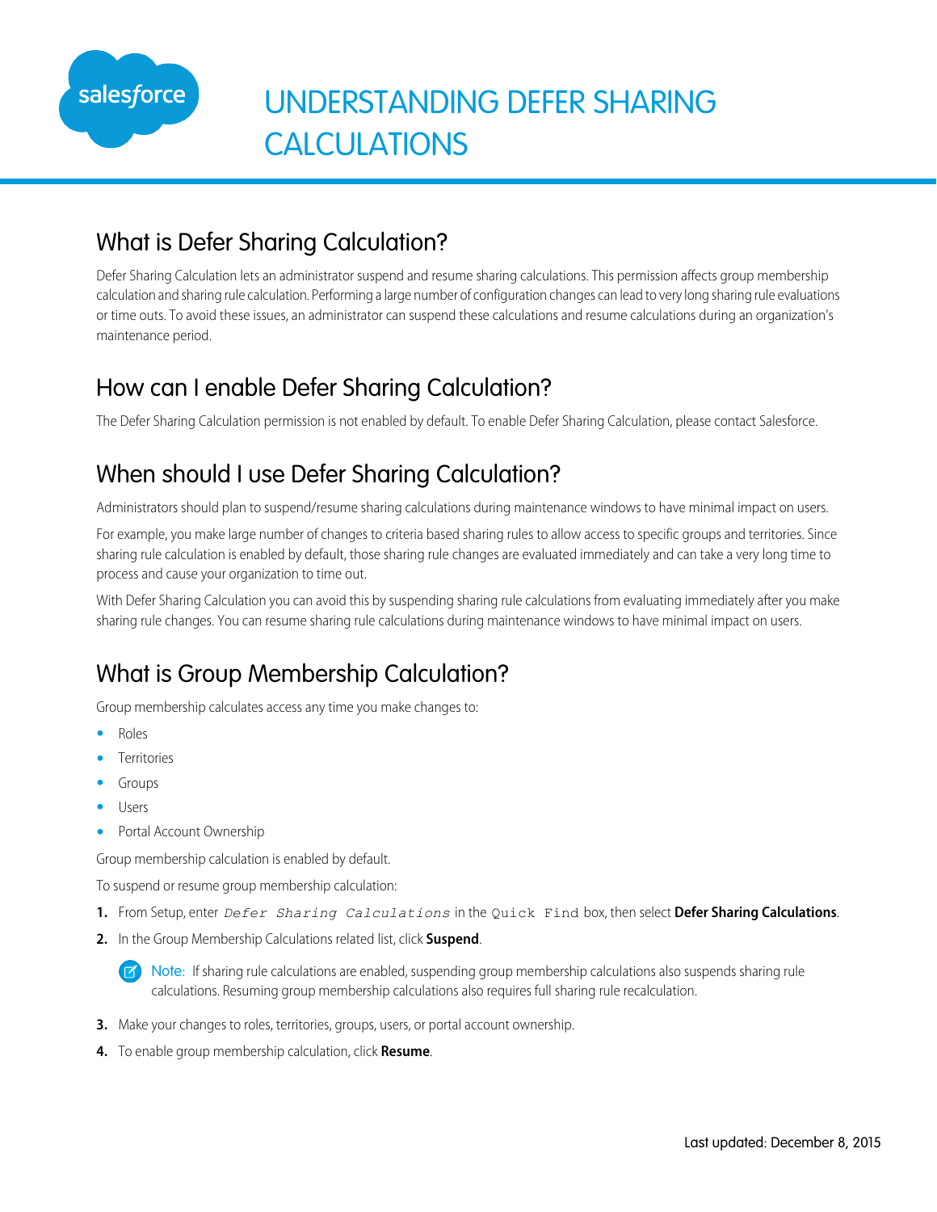# UNDERSTANDING DEFER SHARING CALCULATIONS

## What is Defer Sharing Calculation?

Defer Sharing Calculation lets an administrator suspend and resume sharing calculations. This permission affects group membership calculation and sharing rule calculation. Performing a large number of configuration changes can lead to very long sharing rule evaluations or time outs. To avoid these issues, an administrator can suspend these calculations and resume calculations during an organization's maintenance period.

## How can I enable Defer Sharing Calculation?

The Defer Sharing Calculation permission is not enabled by default. To enable Defer Sharing Calculation, please contact Salesforce.

## When should I use Defer Sharing Calculation?

Administrators should plan to suspend/resume sharing calculations during maintenance windows to have minimal impact on users.

For example, you make large number of changes to criteria based sharing rules to allow access to specific groups and territories. Since sharing rule calculation is enabled by default, those sharing rule changes are evaluated immediately and can take a very long time to process and cause your organization to time out.

With Defer Sharing Calculation you can avoid this by suspending sharing rule calculations from evaluating immediately after you make sharing rule changes. You can resume sharing rule calculations during maintenance windows to have minimal impact on users.

## What is Group Membership Calculation?

Group membership calculates access any time you make changes to:

- Roles
- Territories
- Groups
- Users
- Portal Account Ownership

Group membership calculation is enabled by default.

To suspend or resume group membership calculation:

1. From Setup, enter `Defer Sharing Calculations` in the `Quick Find` box, then select **Defer Sharing Calculations**.
2. In the Group Membership Calculations related list, click **Suspend**.

   Note: If sharing rule calculations are enabled, suspending group membership calculations also suspends sharing rule calculations. Resuming group membership calculations also requires full sharing rule recalculation.

3. Make your changes to roles, territories, groups, users, or portal account ownership.
4. To enable group membership calculation, click **Resume**.

Last updated: December 8, 2015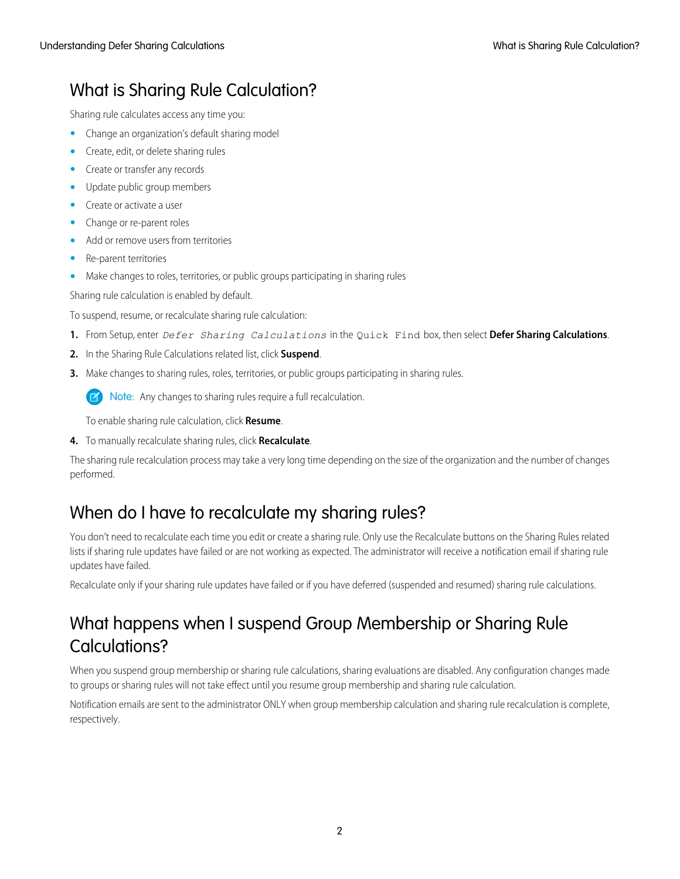## What is Sharing Rule Calculation?

Sharing rule calculates access any time you:

- Change an organization's default sharing model
- Create, edit, or delete sharing rules
- Create or transfer any records
- Update public group members
- Create or activate a user
- Change or re-parent roles
- Add or remove users from territories
- Re-parent territories
- Make changes to roles, territories, or public groups participating in sharing rules

Sharing rule calculation is enabled by default.

To suspend, resume, or recalculate sharing rule calculation:

1. From Setup, enter `Defer Sharing Calculations` in the `Quick Find` box, then select **Defer Sharing Calculations**.
2. In the Sharing Rule Calculations related list, click **Suspend**.
3. Make changes to sharing rules, roles, territories, or public groups participating in sharing rules.

   Note: Any changes to sharing rules require a full recalculation.

   To enable sharing rule calculation, click **Resume**.
4. To manually recalculate sharing rules, click **Recalculate**.

The sharing rule recalculation process may take a very long time depending on the size of the organization and the number of changes performed.

## When do I have to recalculate my sharing rules?

You don't need to recalculate each time you edit or create a sharing rule. Only use the Recalculate buttons on the Sharing Rules related lists if sharing rule updates have failed or are not working as expected. The administrator will receive a notification email if sharing rule updates have failed.

Recalculate only if your sharing rule updates have failed or if you have deferred (suspended and resumed) sharing rule calculations.

## What happens when I suspend Group Membership or Sharing Rule Calculations?

When you suspend group membership or sharing rule calculations, sharing evaluations are disabled. Any configuration changes made to groups or sharing rules will not take effect until you resume group membership and sharing rule calculation.

Notification emails are sent to the administrator ONLY when group membership calculation and sharing rule recalculation is complete, respectively.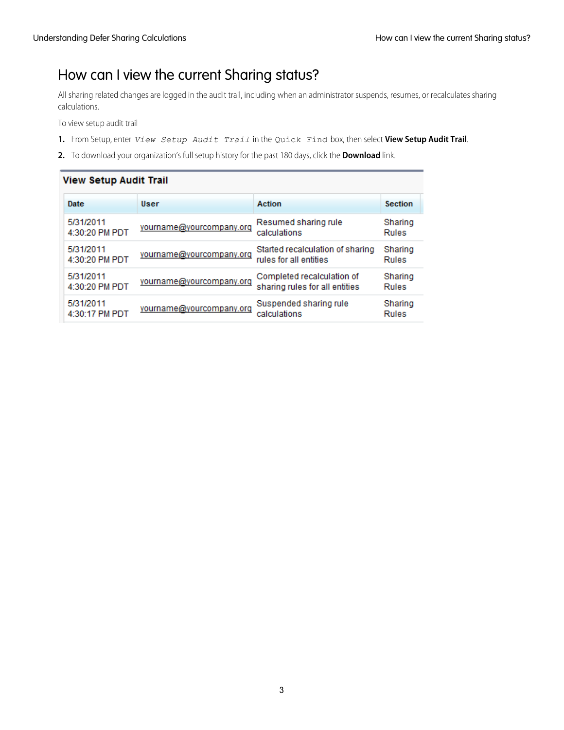# How can I view the current Sharing status?

All sharing related changes are logged in the audit trail, including when an administrator suspends, resumes, or recalculates sharing calculations.

To view setup audit trail

1. From Setup, enter `View Setup Audit Trail` in the `Quick Find` box, then select **View Setup Audit Trail**.
2. To download your organization's full setup history for the past 180 days, click the **Download** link.

**View Setup Audit Trail**

| Date | User | Action | Section |
| --- | --- | --- | --- |
| 5/31/2011 4:30:20 PM PDT | yourname@yourcompany.org | Resumed sharing rule calculations | Sharing Rules |
| 5/31/2011 4:30:20 PM PDT | yourname@yourcompany.org | Started recalculation of sharing rules for all entities | Sharing Rules |
| 5/31/2011 4:30:20 PM PDT | yourname@yourcompany.org | Completed recalculation of sharing rules for all entities | Sharing Rules |
| 5/31/2011 4:30:17 PM PDT | yourname@yourcompany.org | Suspended sharing rule calculations | Sharing Rules |